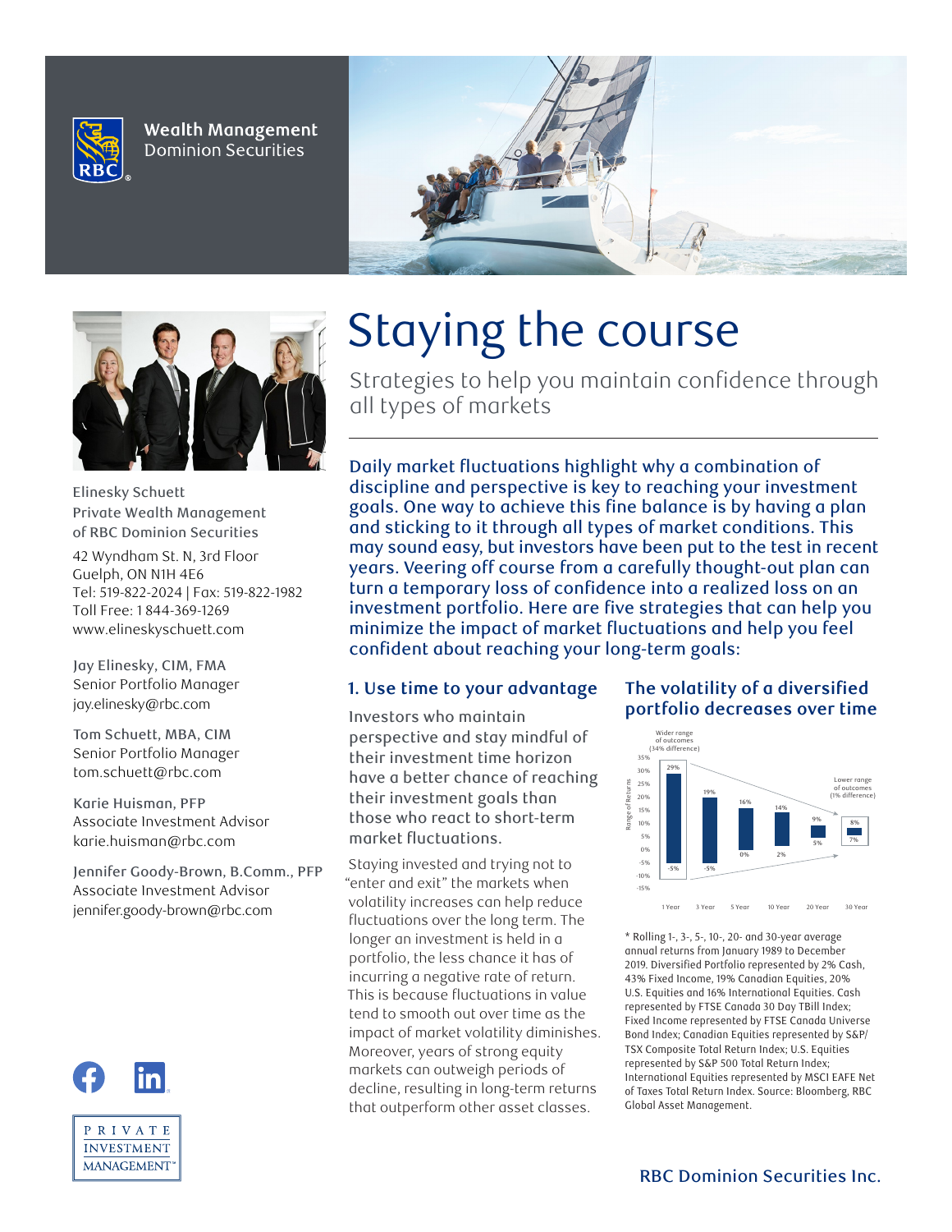Wealth Management
Dominion Securities

# Staying the course

Strategies to help you maintain confidence through all types of markets

**Daily market fluctuations highlight why a combination of discipline and perspective is key to reaching your investment goals. One way to achieve this fine balance is by having a plan and sticking to it through all types of market conditions. This may sound easy, but investors have been put to the test in recent years. Veering off course from a carefully thought-out plan can turn a temporary loss of confidence into a realized loss on an investment portfolio. Here are five strategies that can help you minimize the impact of market fluctuations and help you feel confident about reaching your long-term goals:**

## 1. Use time to your advantage

Investors who maintain perspective and stay mindful of their investment time horizon have a better chance of reaching their investment goals than those who react to short-term market fluctuations.

Staying invested and trying not to "enter and exit" the markets when volatility increases can help reduce fluctuations over the long term. The longer an investment is held in a portfolio, the less chance it has of incurring a negative rate of return. This is because fluctuations in value tend to smooth out over time as the impact of market volatility diminishes. Moreover, years of strong equity markets can outweigh periods of decline, resulting in long-term returns that outperform other asset classes.

### The volatility of a diversified portfolio decreases over time

| Holding period | High | Low |
|---|---|---|
| 1 Year | 29% | -5% |
| 3 Year | 19% | -5% |
| 5 Year | 16% | 0% |
| 10 Year | 14% | 2% |
| 20 Year | 9% | 5% |
| 30 Year | 8% | 7% |

Wider range of outcomes (34% difference) — Lower range of outcomes (1% difference)

\* Rolling 1-, 3-, 5-, 10-, 20- and 30-year average annual returns from January 1989 to December 2019. Diversified Portfolio represented by 2% Cash, 43% Fixed Income, 19% Canadian Equities, 20% U.S. Equities and 16% International Equities. Cash represented by FTSE Canada 30 Day TBill Index; Fixed Income represented by FTSE Canada Universe Bond Index; Canadian Equities represented by S&P/TSX Composite Total Return Index; U.S. Equities represented by S&P 500 Total Return Index; International Equities represented by MSCI EAFE Net of Taxes Total Return Index. Source: Bloomberg, RBC Global Asset Management.

---

Elinesky Schuett
Private Wealth Management of RBC Dominion Securities

42 Wyndham St. N, 3rd Floor
Guelph, ON N1H 4E6
Tel: 519-822-2024 | Fax: 519-822-1982
Toll Free: 1 844-369-1269
www.elineskyschuett.com

Jay Elinesky, CIM, FMA
Senior Portfolio Manager
jay.elinesky@rbc.com

Tom Schuett, MBA, CIM
Senior Portfolio Manager
tom.schuett@rbc.com

Karie Huisman, PFP
Associate Investment Advisor
karie.huisman@rbc.com

Jennifer Goody-Brown, B.Comm., PFP
Associate Investment Advisor
jennifer.goody-brown@rbc.com

PRIVATE INVESTMENT MANAGEMENT™

RBC Dominion Securities Inc.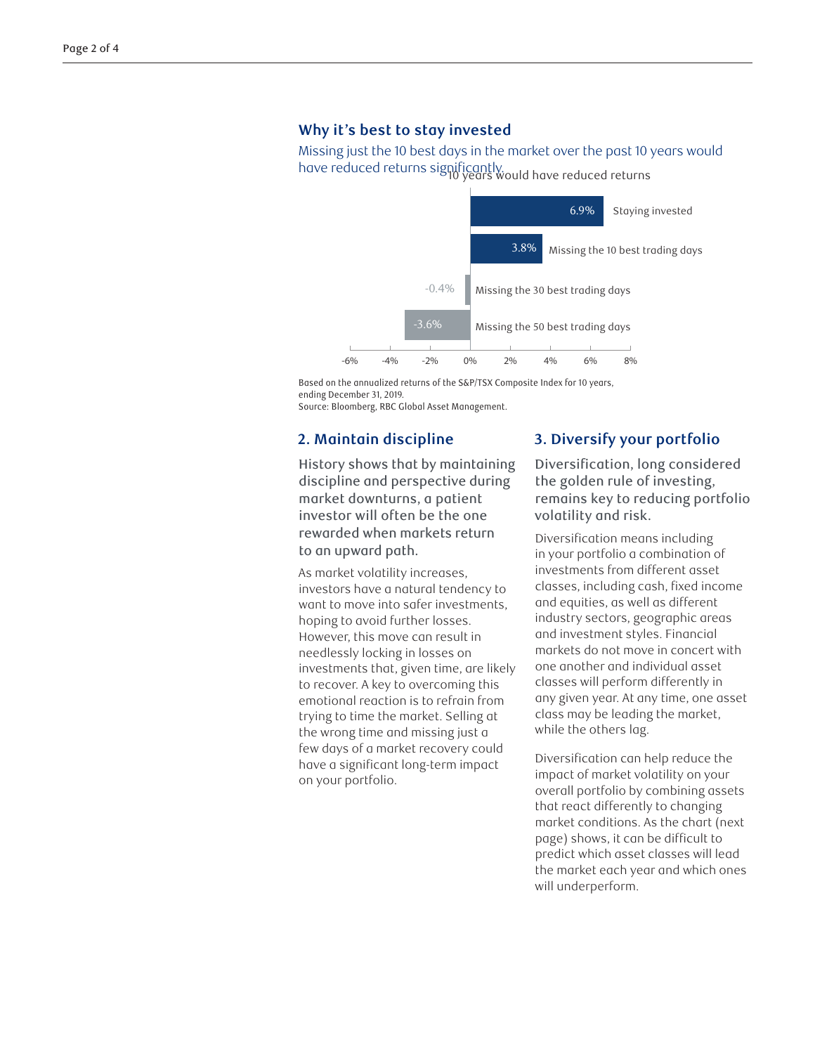### Why it's best to stay invested

Missing just the 10 best days in the market over the past 10 years would have reduced returns significantly

| | Annualized return |
|---|---|
| Staying invested | 6.9% |
| Missing the 10 best trading days | 3.8% |
| Missing the 30 best trading days | -0.4% |
| Missing the 50 best trading days | -3.6% |

Based on the annualized returns of the S&P/TSX Composite Index for 10 years, ending December 31, 2019.
Source: Bloomberg, RBC Global Asset Management.

## 2. Maintain discipline

History shows that by maintaining discipline and perspective during market downturns, a patient investor will often be the one rewarded when markets return to an upward path.

As market volatility increases, investors have a natural tendency to want to move into safer investments, hoping to avoid further losses. However, this move can result in needlessly locking in losses on investments that, given time, are likely to recover. A key to overcoming this emotional reaction is to refrain from trying to time the market. Selling at the wrong time and missing just a few days of a market recovery could have a significant long-term impact on your portfolio.

## 3. Diversify your portfolio

Diversification, long considered the golden rule of investing, remains key to reducing portfolio volatility and risk.

Diversification means including in your portfolio a combination of investments from different asset classes, including cash, fixed income and equities, as well as different industry sectors, geographic areas and investment styles. Financial markets do not move in concert with one another and individual asset classes will perform differently in any given year. At any time, one asset class may be leading the market, while the others lag.

Diversification can help reduce the impact of market volatility on your overall portfolio by combining assets that react differently to changing market conditions. As the chart (next page) shows, it can be difficult to predict which asset classes will lead the market each year and which ones will underperform.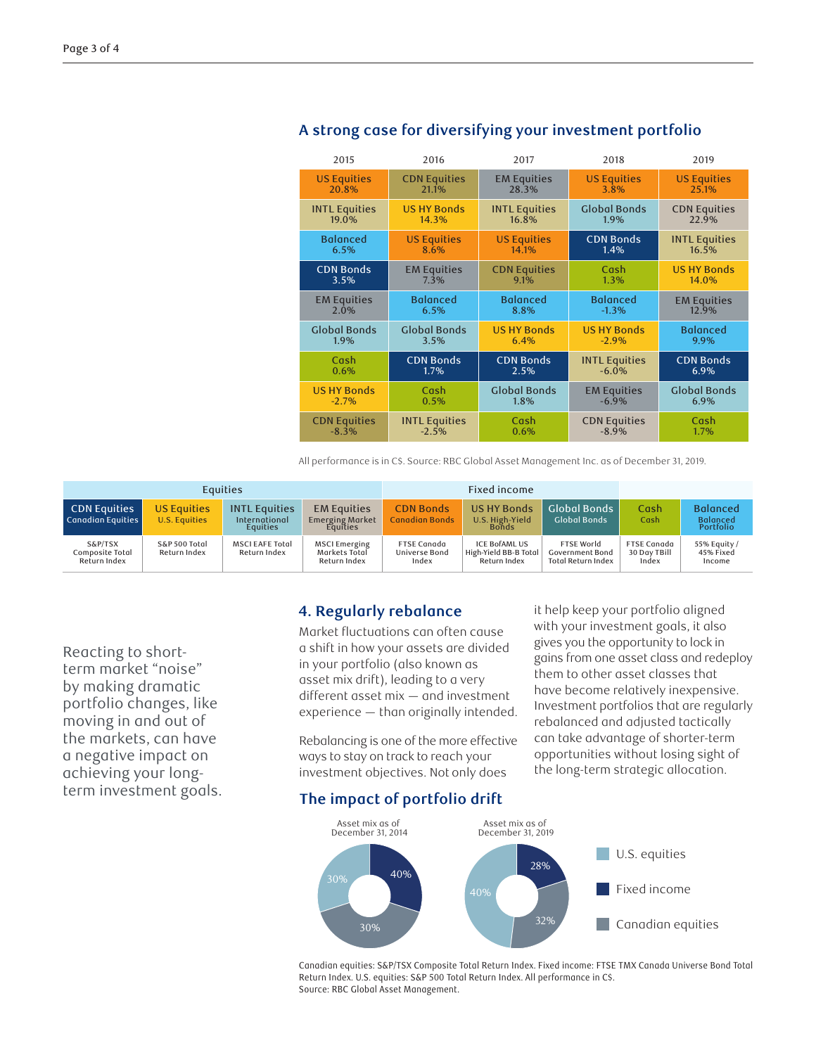## A strong case for diversifying your investment portfolio

| 2015 | 2016 | 2017 | 2018 | 2019 |
|---|---|---|---|---|
| US Equities 20.8% | CDN Equities 21.1% | EM Equities 28.3% | US Equities 3.8% | US Equities 25.1% |
| INTL Equities 19.0% | US HY Bonds 14.3% | INTL Equities 16.8% | Global Bonds 1.9% | CDN Equities 22.9% |
| Balanced 6.5% | US Equities 8.6% | US Equities 14.1% | CDN Bonds 1.4% | INTL Equities 16.5% |
| CDN Bonds 3.5% | EM Equities 7.3% | CDN Equities 9.1% | Cash 1.3% | US HY Bonds 14.0% |
| EM Equities 2.0% | Balanced 6.5% | Balanced 8.8% | Balanced -1.3% | EM Equities 12.9% |
| Global Bonds 1.9% | Global Bonds 3.5% | US HY Bonds 6.4% | US HY Bonds -2.9% | Balanced 9.9% |
| Cash 0.6% | CDN Bonds 1.7% | CDN Bonds 2.5% | INTL Equities -6.0% | CDN Bonds 6.9% |
| US HY Bonds -2.7% | Cash 0.5% | Global Bonds 1.8% | EM Equities -6.9% | Global Bonds 6.9% |
| CDN Equities -8.3% | INTL Equities -2.5% | Cash 0.6% | CDN Equities -8.9% | Cash 1.7% |

All performance is in C$. Source: RBC Global Asset Management Inc. as of December 31, 2019.

| Equities | | | | Fixed income | | | | |
|---|---|---|---|---|---|---|---|---|
| CDN Equities<br>Canadian Equities | US Equities<br>U.S. Equities | INTL Equities<br>International Equities | EM Equities<br>Emerging Market Equities | CDN Bonds<br>Canadian Bonds | US HY Bonds<br>U.S. High-Yield Bonds | Global Bonds<br>Global Bonds | Cash<br>Cash | Balanced<br>Balanced Portfolio |
| S&P/TSX Composite Total Return Index | S&P 500 Total Return Index | MSCI EAFE Total Return Index | MSCI Emerging Markets Total Return Index | FTSE Canada Universe Bond Index | ICE BofAML US High-Yield BB-B Total Return Index | FTSE World Government Bond Total Return Index | FTSE Canada 30 Day TBill Index | 55% Equity / 45% Fixed Income |

Reacting to short-term market "noise" by making dramatic portfolio changes, like moving in and out of the markets, can have a negative impact on achieving your long-term investment goals.

### 4. Regularly rebalance

Market fluctuations can often cause a shift in how your assets are divided in your portfolio (also known as asset mix drift), leading to a very different asset mix — and investment experience — than originally intended.

Rebalancing is one of the more effective ways to stay on track to reach your investment objectives. Not only does it help keep your portfolio aligned with your investment goals, it also gives you the opportunity to lock in gains from one asset class and redeploy them to other asset classes that have become relatively inexpensive. Investment portfolios that are regularly rebalanced and adjusted tactically can take advantage of shorter-term opportunities without losing sight of the long-term strategic allocation.

### The impact of portfolio drift

| | Asset mix as of December 31, 2014 | Asset mix as of December 31, 2019 |
|---|---|---|
| U.S. equities | 30% | 40% |
| Fixed income | 40% | 28% |
| Canadian equities | 30% | 32% |

Canadian equities: S&P/TSX Composite Total Return Index. Fixed income: FTSE TMX Canada Universe Bond Total Return Index. U.S. equities: S&P 500 Total Return Index. All performance in C$.
Source: RBC Global Asset Management.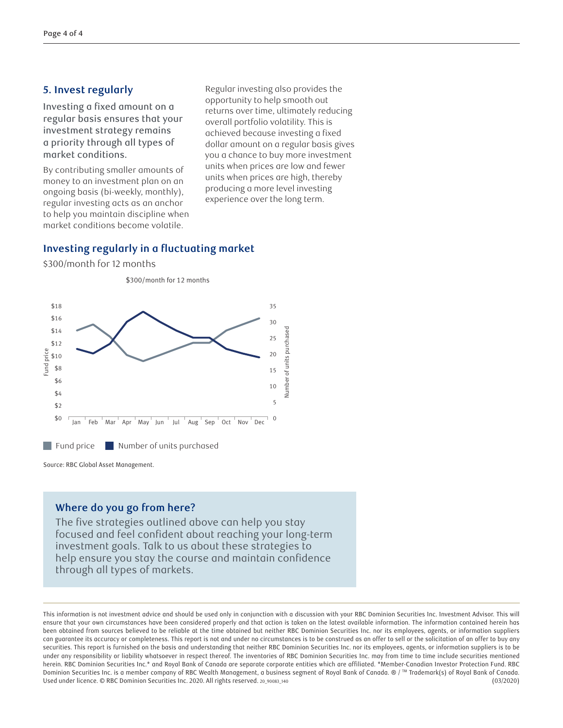## 5. Invest regularly

Investing a fixed amount on a regular basis ensures that your investment strategy remains a priority through all types of market conditions.

By contributing smaller amounts of money to an investment plan on an ongoing basis (bi-weekly, monthly), regular investing acts as an anchor to help you maintain discipline when market conditions become volatile.

Regular investing also provides the opportunity to help smooth out returns over time, ultimately reducing overall portfolio volatility. This is achieved because investing a fixed dollar amount on a regular basis gives you a chance to buy more investment units when prices are low and fewer units when prices are high, thereby producing a more level investing experience over the long term.

## Investing regularly in a fluctuating market

$300/month for 12 months

$300/month for 12 months

Fund price

$0
$2
$4
$6
$8
$10
$12
$14
$16
$18

Number of units purchased

0
5
10
15
20
25
30
35

Jan Feb Mar Apr May Jun Jul Aug Sep Oct Nov Dec

Fund price
Number of units purchased

Source: RBC Global Asset Management.

### Where do you go from here?

The five strategies outlined above can help you stay focused and feel confident about reaching your long-term investment goals. Talk to us about these strategies to help ensure you stay the course and maintain confidence through all types of markets.

This information is not investment advice and should be used only in conjunction with a discussion with your RBC Dominion Securities Inc. Investment Advisor. This will ensure that your own circumstances have been considered properly and that action is taken on the latest available information. The information contained herein has been obtained from sources believed to be reliable at the time obtained but neither RBC Dominion Securities Inc. nor its employees, agents, or information suppliers can guarantee its accuracy or completeness. This report is not and under no circumstances is to be construed as an offer to sell or the solicitation of an offer to buy any securities. This report is furnished on the basis and understanding that neither RBC Dominion Securities Inc. nor its employees, agents, or information suppliers is to be under any responsibility or liability whatsoever in respect thereof. The inventories of RBC Dominion Securities Inc. may from time to time include securities mentioned herein. RBC Dominion Securities Inc.* and Royal Bank of Canada are separate corporate entities which are affiliated. *Member-Canadian Investor Protection Fund. RBC Dominion Securities Inc. is a member company of RBC Wealth Management, a business segment of Royal Bank of Canada. ® / ™ Trademark(s) of Royal Bank of Canada. Used under licence. © RBC Dominion Securities Inc. 2020. All rights reserved. 20_90083_140 (03/2020)